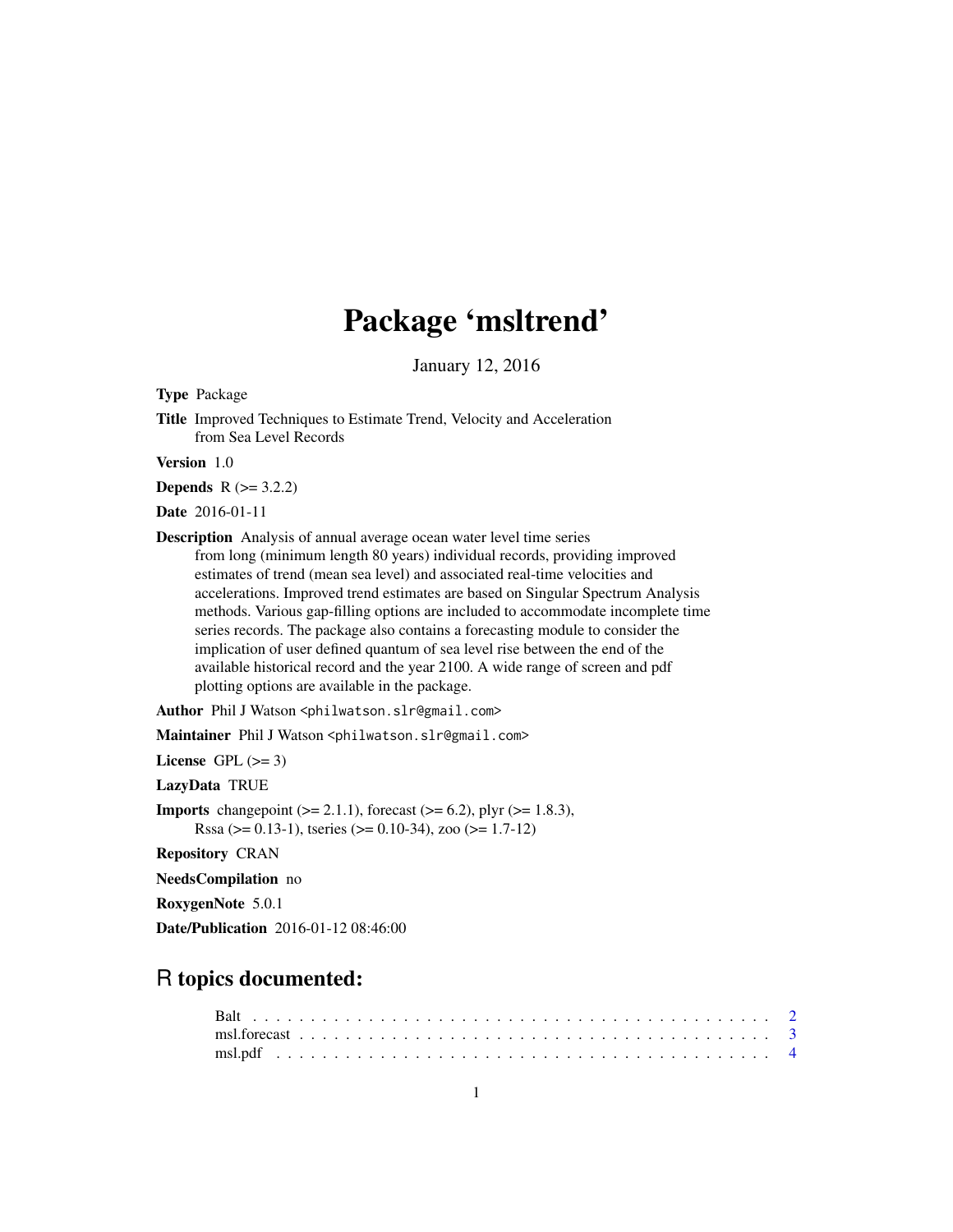# Package 'msltrend'

January 12, 2016

**Type** Package

**Title** Improved Techniques to Estimate Trend, Velocity and Acceleration from Sea Level Records

**Version** 1.0

**Depends** R (>= 3.2.2)

**Date** 2016-01-11

**Description** Analysis of annual average ocean water level time series from long (minimum length 80 years) individual records, providing improved estimates of trend (mean sea level) and associated real-time velocities and accelerations. Improved trend estimates are based on Singular Spectrum Analysis methods. Various gap-filling options are included to accommodate incomplete time series records. The package also contains a forecasting module to consider the implication of user defined quantum of sea level rise between the end of the available historical record and the year 2100. A wide range of screen and pdf plotting options are available in the package.

**Author** Phil J Watson <philwatson.slr@gmail.com>

**Maintainer** Phil J Watson <philwatson.slr@gmail.com>

**License** GPL (>= 3)

**LazyData** TRUE

**Imports** changepoint (>= 2.1.1), forecast (>= 6.2), plyr (>= 1.8.3), Rssa (>= 0.13-1), tseries (>= 0.10-34), zoo (>= 1.7-12)

**Repository** CRAN

**NeedsCompilation** no

**RoxygenNote** 5.0.1

**Date/Publication** 2016-01-12 08:46:00

## R topics documented:

- Balt . . . . . . . . . . . . . . . . . . . . . . . . . . . . . . . . . . . . . . . . . . . 2
- msl.forecast . . . . . . . . . . . . . . . . . . . . . . . . . . . . . . . . . . . . . . . 3
- msl.pdf . . . . . . . . . . . . . . . . . . . . . . . . . . . . . . . . . . . . . . . . . 4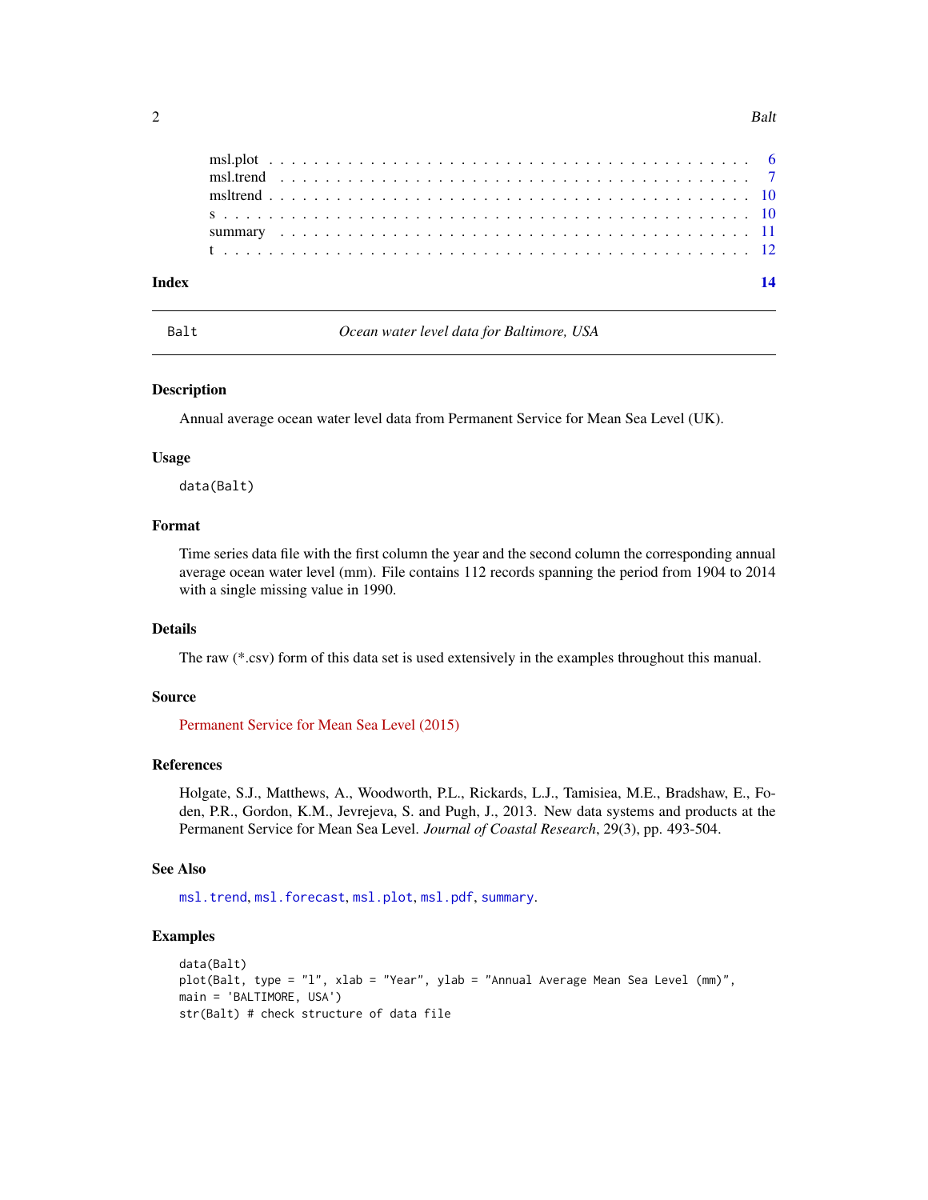msl.plot . . . . . . . . . . . . . . . . . . . . . . . . . . . . . . . . . . . . . . . . . 6
msl.trend . . . . . . . . . . . . . . . . . . . . . . . . . . . . . . . . . . . . . . . . 7
msltrend . . . . . . . . . . . . . . . . . . . . . . . . . . . . . . . . . . . . . . . . . 10
s . . . . . . . . . . . . . . . . . . . . . . . . . . . . . . . . . . . . . . . . . . . . . 10
summary . . . . . . . . . . . . . . . . . . . . . . . . . . . . . . . . . . . . . . . . 11
t . . . . . . . . . . . . . . . . . . . . . . . . . . . . . . . . . . . . . . . . . . . . . 12

**Index** **14**

---

## Balt — *Ocean water level data for Baltimore, USA*

---

### Description

Annual average ocean water level data from Permanent Service for Mean Sea Level (UK).

### Usage

```
data(Balt)
```

### Format

Time series data file with the first column the year and the second column the corresponding annual average ocean water level (mm). File contains 112 records spanning the period from 1904 to 2014 with a single missing value in 1990.

### Details

The raw (*.csv) form of this data set is used extensively in the examples throughout this manual.

### Source

Permanent Service for Mean Sea Level (2015)

### References

Holgate, S.J., Matthews, A., Woodworth, P.L., Rickards, L.J., Tamisiea, M.E., Bradshaw, E., Foden, P.R., Gordon, K.M., Jevrejeva, S. and Pugh, J., 2013. New data systems and products at the Permanent Service for Mean Sea Level. *Journal of Coastal Research*, 29(3), pp. 493-504.

### See Also

`msl.trend`, `msl.forecast`, `msl.plot`, `msl.pdf`, `summary`.

### Examples

```
data(Balt)
plot(Balt, type = "l", xlab = "Year", ylab = "Annual Average Mean Sea Level (mm)",
main = 'BALTIMORE, USA')
str(Balt) # check structure of data file
```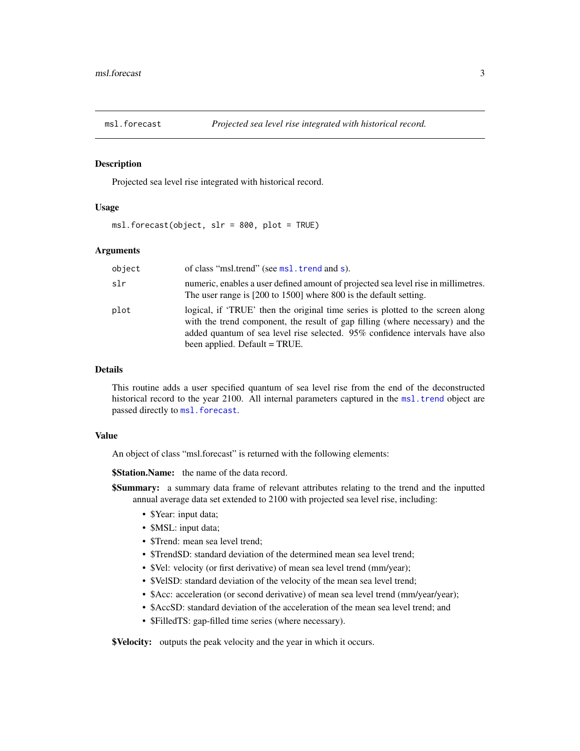# msl.forecast — *Projected sea level rise integrated with historical record.*

## Description

Projected sea level rise integrated with historical record.

## Usage

```
msl.forecast(object, slr = 800, plot = TRUE)
```

## Arguments

| | |
|---|---|
| object | of class "msl.trend" (see msl.trend and s). |
| slr | numeric, enables a user defined amount of projected sea level rise in millimetres. The user range is [200 to 1500] where 800 is the default setting. |
| plot | logical, if 'TRUE' then the original time series is plotted to the screen along with the trend component, the result of gap filling (where necessary) and the added quantum of sea level rise selected. 95% confidence intervals have also been applied. Default = TRUE. |

## Details

This routine adds a user specified quantum of sea level rise from the end of the deconstructed historical record to the year 2100. All internal parameters captured in the msl.trend object are passed directly to msl.forecast.

## Value

An object of class "msl.forecast" is returned with the following elements:

**$Station.Name:** the name of the data record.

**$Summary:** a summary data frame of relevant attributes relating to the trend and the inputted annual average data set extended to 2100 with projected sea level rise, including:

- $Year: input data;
- $MSL: input data;
- $Trend: mean sea level trend;
- $TrendSD: standard deviation of the determined mean sea level trend;
- $Vel: velocity (or first derivative) of mean sea level trend (mm/year);
- $VelSD: standard deviation of the velocity of the mean sea level trend;
- $Acc: acceleration (or second derivative) of mean sea level trend (mm/year/year);
- $AccSD: standard deviation of the acceleration of the mean sea level trend; and
- $FilledTS: gap-filled time series (where necessary).

**$Velocity:** outputs the peak velocity and the year in which it occurs.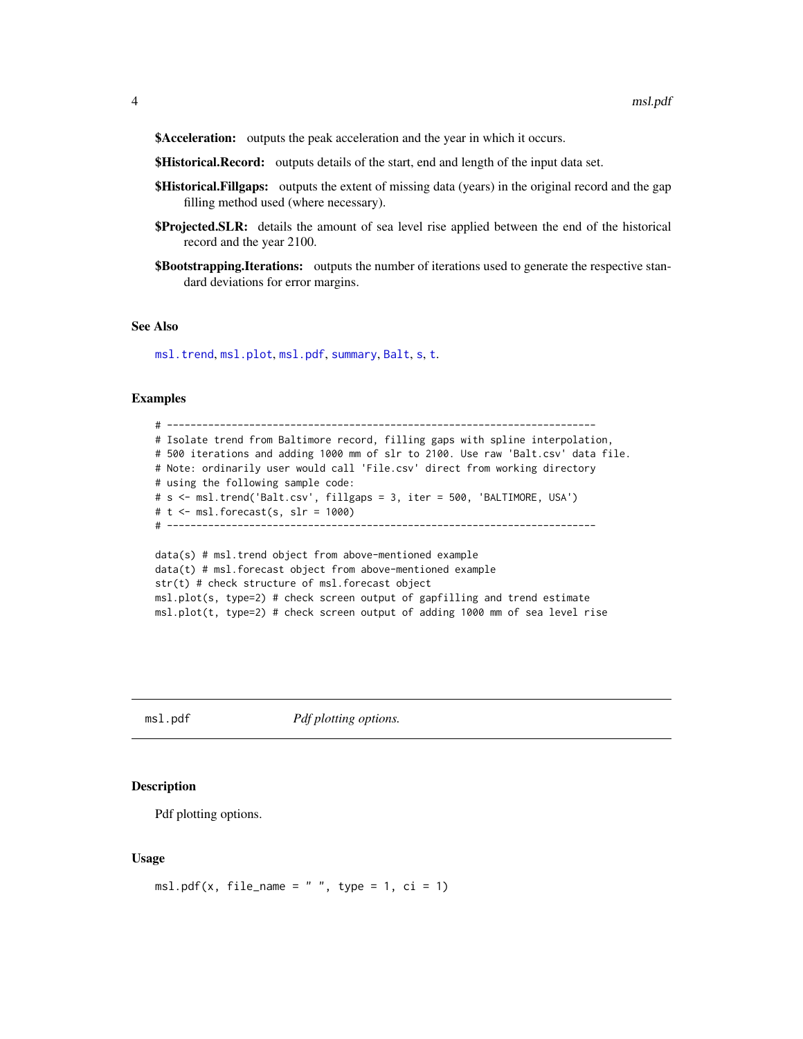**$Acceleration:** outputs the peak acceleration and the year in which it occurs.

**$Historical.Record:** outputs details of the start, end and length of the input data set.

**$Historical.Fillgaps:** outputs the extent of missing data (years) in the original record and the gap filling method used (where necessary).

**$Projected.SLR:** details the amount of sea level rise applied between the end of the historical record and the year 2100.

**$Bootstrapping.Iterations:** outputs the number of iterations used to generate the respective standard deviations for error margins.

### See Also

msl.trend, msl.plot, msl.pdf, summary, Balt, s, t.

### Examples

```
# -----------------------------------------------------------------------
# Isolate trend from Baltimore record, filling gaps with spline interpolation,
# 500 iterations and adding 1000 mm of slr to 2100. Use raw 'Balt.csv' data file.
# Note: ordinarily user would call 'File.csv' direct from working directory
# using the following sample code:
# s <- msl.trend('Balt.csv', fillgaps = 3, iter = 500, 'BALTIMORE, USA')
# t <- msl.forecast(s, slr = 1000)
# -----------------------------------------------------------------------

data(s) # msl.trend object from above-mentioned example
data(t) # msl.forecast object from above-mentioned example
str(t) # check structure of msl.forecast object
msl.plot(s, type=2) # check screen output of gapfilling and trend estimate
msl.plot(t, type=2) # check screen output of adding 1000 mm of sea level rise
```

---

## msl.pdf *Pdf plotting options.*

### Description

Pdf plotting options.

### Usage

```
msl.pdf(x, file_name = " ", type = 1, ci = 1)
```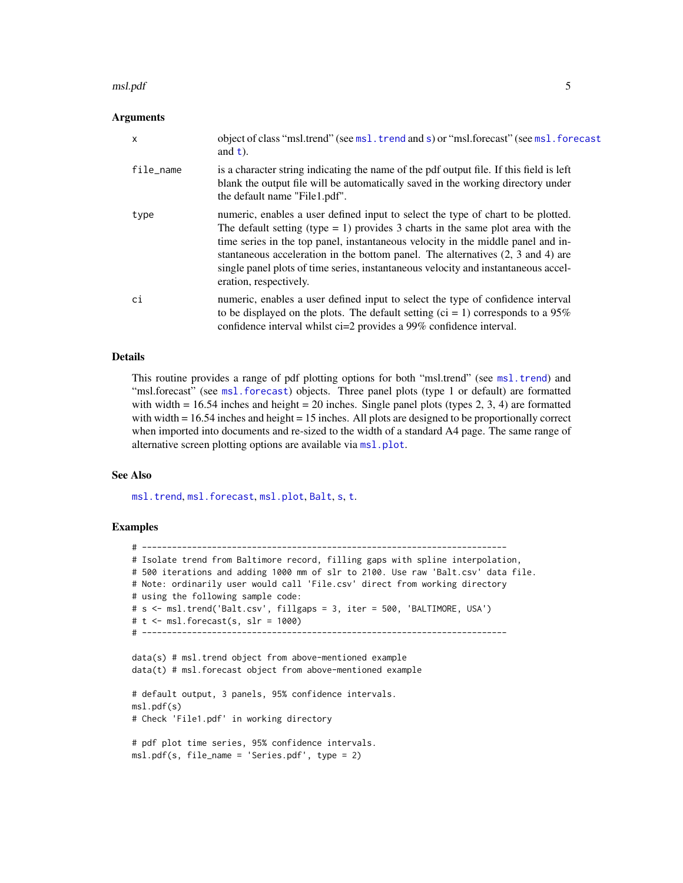## Arguments

| | |
|---|---|
| `x` | object of class "msl.trend" (see `msl.trend` and `s`) or "msl.forecast" (see `msl.forecast` and `t`). |
| `file_name` | is a character string indicating the name of the pdf output file. If this field is left blank the output file will be automatically saved in the working directory under the default name "File1.pdf". |
| `type` | numeric, enables a user defined input to select the type of chart to be plotted. The default setting (type = 1) provides 3 charts in the same plot area with the time series in the top panel, instantaneous velocity in the middle panel and instantaneous acceleration in the bottom panel. The alternatives (2, 3 and 4) are single panel plots of time series, instantaneous velocity and instantaneous acceleration, respectively. |
| `ci` | numeric, enables a user defined input to select the type of confidence interval to be displayed on the plots. The default setting (ci = 1) corresponds to a 95% confidence interval whilst ci=2 provides a 99% confidence interval. |

## Details

This routine provides a range of pdf plotting options for both "msl.trend" (see `msl.trend`) and "msl.forecast" (see `msl.forecast`) objects. Three panel plots (type 1 or default) are formatted with width = 16.54 inches and height = 20 inches. Single panel plots (types 2, 3, 4) are formatted with width = 16.54 inches and height = 15 inches. All plots are designed to be proportionally correct when imported into documents and re-sized to the width of a standard A4 page. The same range of alternative screen plotting options are available via `msl.plot`.

## See Also

`msl.trend`, `msl.forecast`, `msl.plot`, `Balt`, `s`, `t`.

## Examples

```
# -------------------------------------------------------------------------
# Isolate trend from Baltimore record, filling gaps with spline interpolation,
# 500 iterations and adding 1000 mm of slr to 2100. Use raw 'Balt.csv' data file.
# Note: ordinarily user would call 'File.csv' direct from working directory
# using the following sample code:
# s <- msl.trend('Balt.csv', fillgaps = 3, iter = 500, 'BALTIMORE, USA')
# t <- msl.forecast(s, slr = 1000)
# -------------------------------------------------------------------------

data(s) # msl.trend object from above-mentioned example
data(t) # msl.forecast object from above-mentioned example

# default output, 3 panels, 95% confidence intervals.
msl.pdf(s)
# Check 'File1.pdf' in working directory

# pdf plot time series, 95% confidence intervals.
msl.pdf(s, file_name = 'Series.pdf', type = 2)
```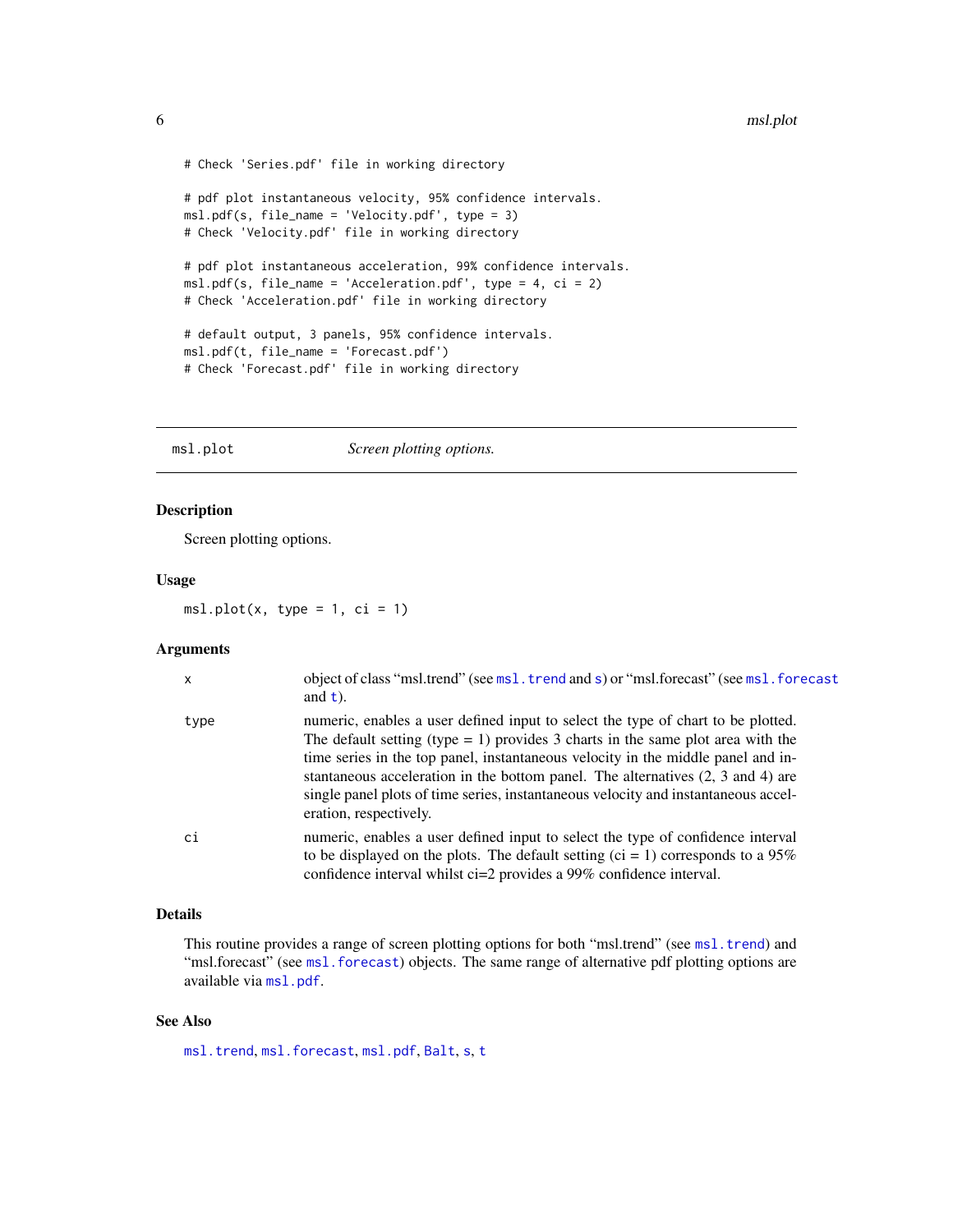```
# Check 'Series.pdf' file in working directory

# pdf plot instantaneous velocity, 95% confidence intervals.
msl.pdf(s, file_name = 'Velocity.pdf', type = 3)
# Check 'Velocity.pdf' file in working directory

# pdf plot instantaneous acceleration, 99% confidence intervals.
msl.pdf(s, file_name = 'Acceleration.pdf', type = 4, ci = 2)
# Check 'Acceleration.pdf' file in working directory

# default output, 3 panels, 95% confidence intervals.
msl.pdf(t, file_name = 'Forecast.pdf')
# Check 'Forecast.pdf' file in working directory
```

---

## msl.plot — *Screen plotting options.*

---

### Description

Screen plotting options.

### Usage

```
msl.plot(x, type = 1, ci = 1)
```

### Arguments

| | |
|---|---|
| x | object of class "msl.trend" (see msl.trend and s) or "msl.forecast" (see msl.forecast and t). |
| type | numeric, enables a user defined input to select the type of chart to be plotted. The default setting (type = 1) provides 3 charts in the same plot area with the time series in the top panel, instantaneous velocity in the middle panel and instantaneous acceleration in the bottom panel. The alternatives (2, 3 and 4) are single panel plots of time series, instantaneous velocity and instantaneous acceleration, respectively. |
| ci | numeric, enables a user defined input to select the type of confidence interval to be displayed on the plots. The default setting (ci = 1) corresponds to a 95% confidence interval whilst ci=2 provides a 99% confidence interval. |

### Details

This routine provides a range of screen plotting options for both "msl.trend" (see msl.trend) and "msl.forecast" (see msl.forecast) objects. The same range of alternative pdf plotting options are available via msl.pdf.

### See Also

msl.trend, msl.forecast, msl.pdf, Balt, s, t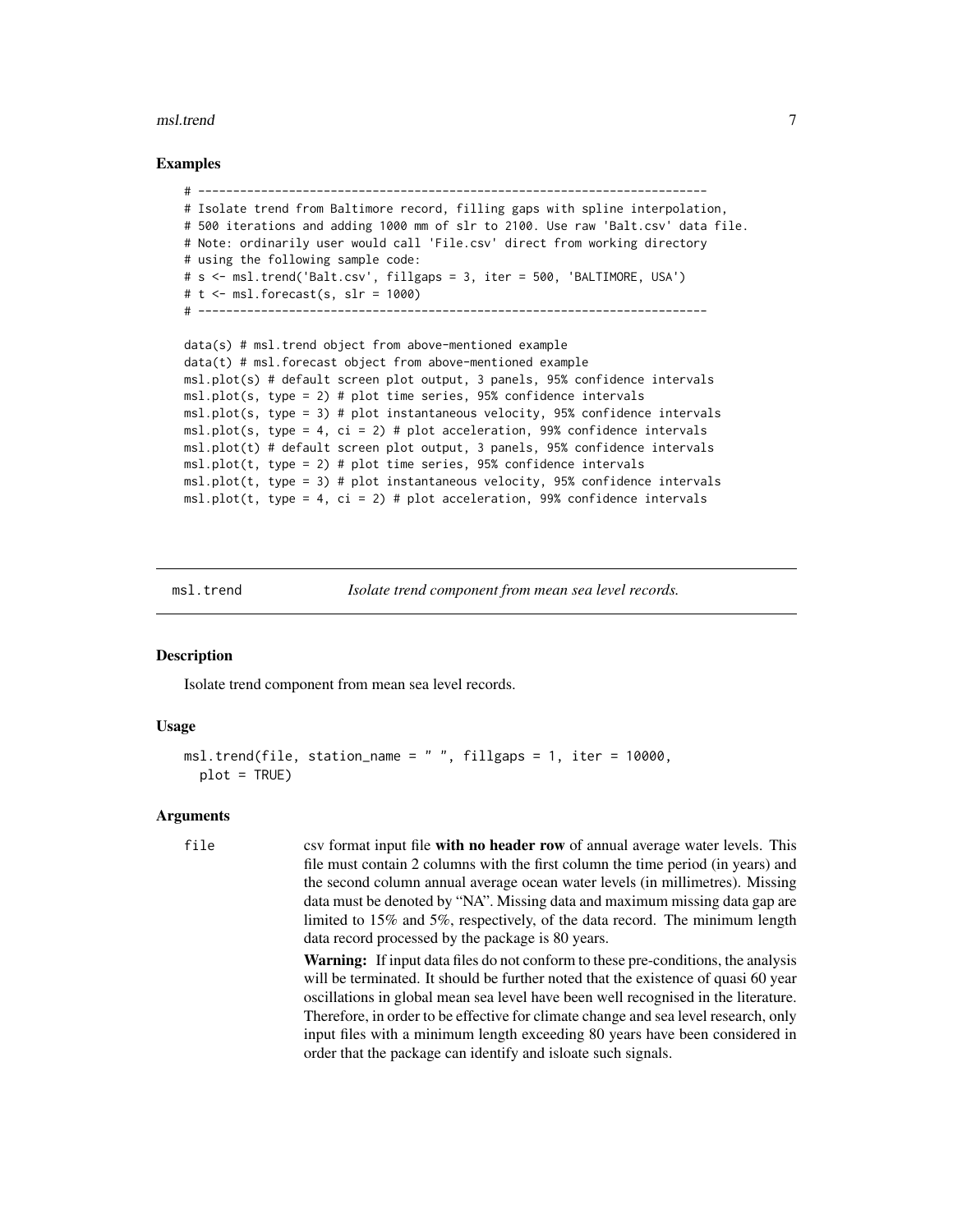### Examples

```
# ------------------------------------------------------------------------
# Isolate trend from Baltimore record, filling gaps with spline interpolation,
# 500 iterations and adding 1000 mm of slr to 2100. Use raw 'Balt.csv' data file.
# Note: ordinarily user would call 'File.csv' direct from working directory
# using the following sample code:
# s <- msl.trend('Balt.csv', fillgaps = 3, iter = 500, 'BALTIMORE, USA')
# t <- msl.forecast(s, slr = 1000)
# ------------------------------------------------------------------------

data(s) # msl.trend object from above-mentioned example
data(t) # msl.forecast object from above-mentioned example
msl.plot(s) # default screen plot output, 3 panels, 95% confidence intervals
msl.plot(s, type = 2) # plot time series, 95% confidence intervals
msl.plot(s, type = 3) # plot instantaneous velocity, 95% confidence intervals
msl.plot(s, type = 4, ci = 2) # plot acceleration, 99% confidence intervals
msl.plot(t) # default screen plot output, 3 panels, 95% confidence intervals
msl.plot(t, type = 2) # plot time series, 95% confidence intervals
msl.plot(t, type = 3) # plot instantaneous velocity, 95% confidence intervals
msl.plot(t, type = 4, ci = 2) # plot acceleration, 99% confidence intervals
```

---

## msl.trend *Isolate trend component from mean sea level records.*

---

### Description

Isolate trend component from mean sea level records.

### Usage

```
msl.trend(file, station_name = " ", fillgaps = 1, iter = 10000,
  plot = TRUE)
```

### Arguments

`file` csv format input file **with no header row** of annual average water levels. This file must contain 2 columns with the first column the time period (in years) and the second column annual average ocean water levels (in millimetres). Missing data must be denoted by "NA". Missing data and maximum missing data gap are limited to 15% and 5%, respectively, of the data record. The minimum length data record processed by the package is 80 years.

**Warning:** If input data files do not conform to these pre-conditions, the analysis will be terminated. It should be further noted that the existence of quasi 60 year oscillations in global mean sea level have been well recognised in the literature. Therefore, in order to be effective for climate change and sea level research, only input files with a minimum length exceeding 80 years have been considered in order that the package can identify and isloate such signals.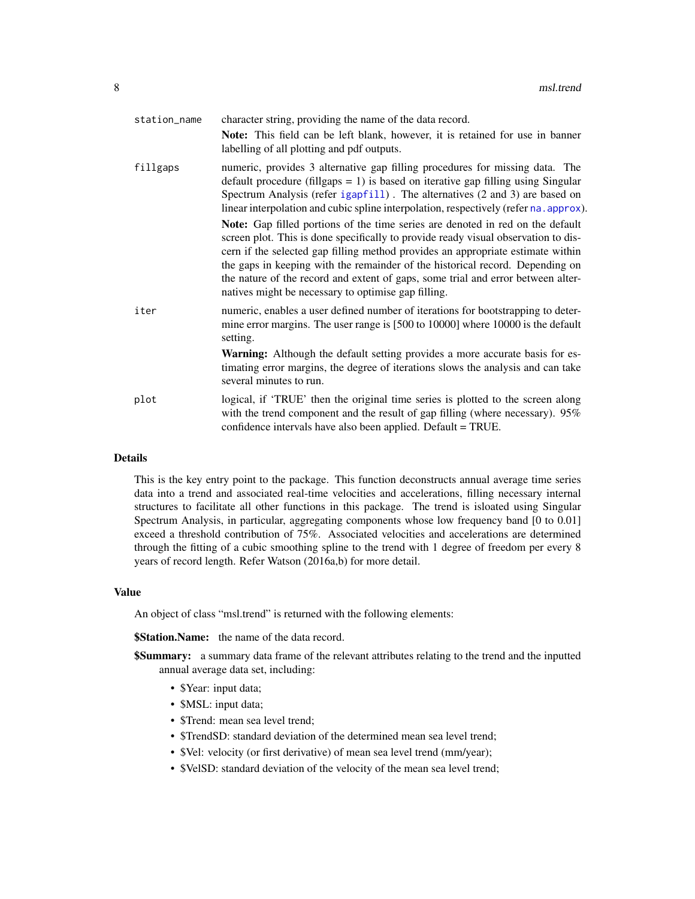| | |
|---|---|
| `station_name` | character string, providing the name of the data record.<br><br>**Note:** This field can be left blank, however, it is retained for use in banner labelling of all plotting and pdf outputs. |
| `fillgaps` | numeric, provides 3 alternative gap filling procedures for missing data. The default procedure (fillgaps = 1) is based on iterative gap filling using Singular Spectrum Analysis (refer `igapfill`) . The alternatives (2 and 3) are based on linear interpolation and cubic spline interpolation, respectively (refer `na.approx`).<br><br>**Note:** Gap filled portions of the time series are denoted in red on the default screen plot. This is done specifically to provide ready visual observation to discern if the selected gap filling method provides an appropriate estimate within the gaps in keeping with the remainder of the historical record. Depending on the nature of the record and extent of gaps, some trial and error between alternatives might be necessary to optimise gap filling. |
| `iter` | numeric, enables a user defined number of iterations for bootstrapping to determine error margins. The user range is [500 to 10000] where 10000 is the default setting.<br><br>**Warning:** Although the default setting provides a more accurate basis for estimating error margins, the degree of iterations slows the analysis and can take several minutes to run. |
| `plot` | logical, if 'TRUE' then the original time series is plotted to the screen along with the trend component and the result of gap filling (where necessary). 95% confidence intervals have also been applied. Default = TRUE. |

## Details

This is the key entry point to the package. This function deconstructs annual average time series data into a trend and associated real-time velocities and accelerations, filling necessary internal structures to facilitate all other functions in this package. The trend is isloated using Singular Spectrum Analysis, in particular, aggregating components whose low frequency band [0 to 0.01] exceed a threshold contribution of 75%. Associated velocities and accelerations are determined through the fitting of a cubic smoothing spline to the trend with 1 degree of freedom per every 8 years of record length. Refer Watson (2016a,b) for more detail.

## Value

An object of class "msl.trend" is returned with the following elements:

**$Station.Name:** the name of the data record.

**$Summary:** a summary data frame of the relevant attributes relating to the trend and the inputted annual average data set, including:

- $Year: input data;
- $MSL: input data;
- $Trend: mean sea level trend;
- $TrendSD: standard deviation of the determined mean sea level trend;
- $Vel: velocity (or first derivative) of mean sea level trend (mm/year);
- $VelSD: standard deviation of the velocity of the mean sea level trend;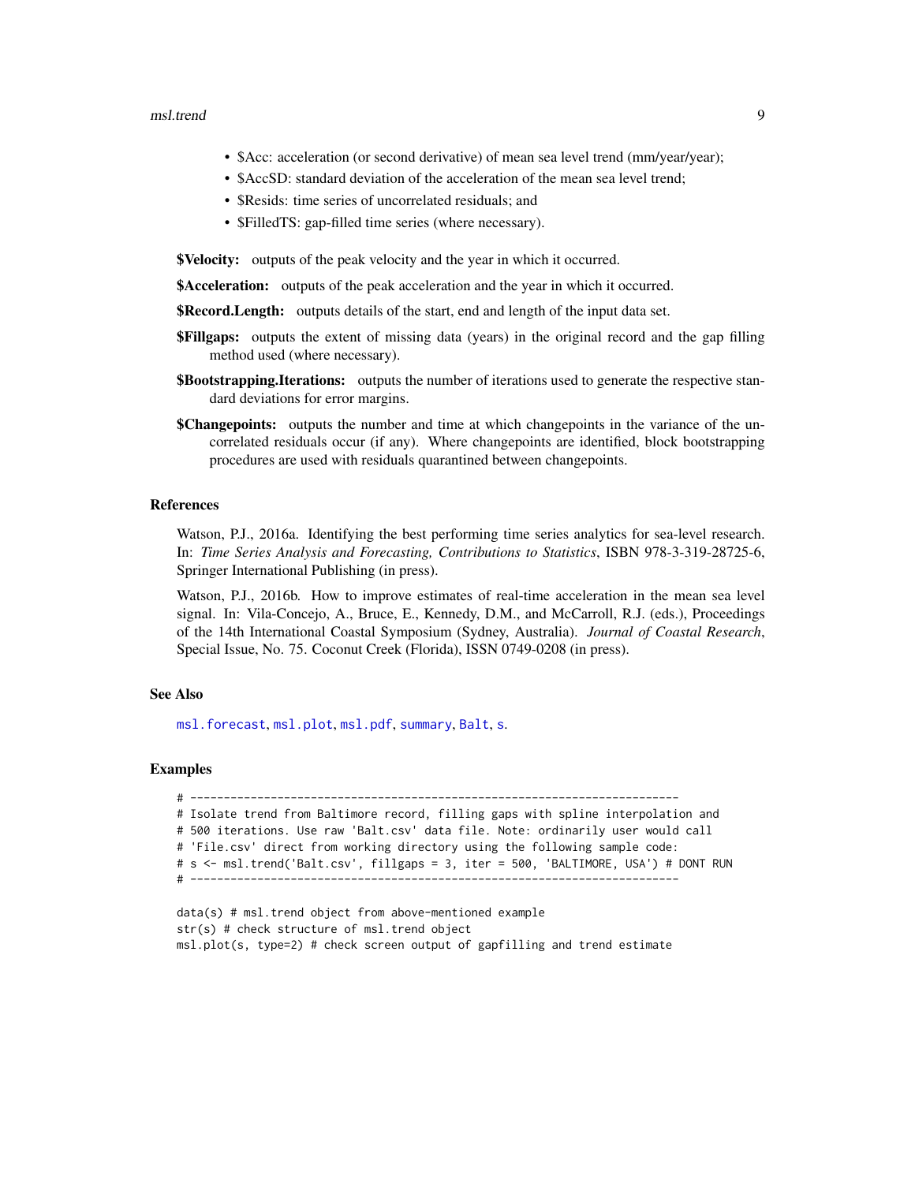- $Acc: acceleration (or second derivative) of mean sea level trend (mm/year/year);
- $AccSD: standard deviation of the acceleration of the mean sea level trend;
- $Resids: time series of uncorrelated residuals; and
- $FilledTS: gap-filled time series (where necessary).

**$Velocity:** outputs of the peak velocity and the year in which it occurred.

**$Acceleration:** outputs of the peak acceleration and the year in which it occurred.

**$Record.Length:** outputs details of the start, end and length of the input data set.

**$Fillgaps:** outputs the extent of missing data (years) in the original record and the gap filling method used (where necessary).

**$Bootstrapping.Iterations:** outputs the number of iterations used to generate the respective standard deviations for error margins.

**$Changepoints:** outputs the number and time at which changepoints in the variance of the uncorrelated residuals occur (if any). Where changepoints are identified, block bootstrapping procedures are used with residuals quarantined between changepoints.

### References

Watson, P.J., 2016a. Identifying the best performing time series analytics for sea-level research. In: *Time Series Analysis and Forecasting, Contributions to Statistics*, ISBN 978-3-319-28725-6, Springer International Publishing (in press).

Watson, P.J., 2016b. How to improve estimates of real-time acceleration in the mean sea level signal. In: Vila-Concejo, A., Bruce, E., Kennedy, D.M., and McCarroll, R.J. (eds.), Proceedings of the 14th International Coastal Symposium (Sydney, Australia). *Journal of Coastal Research*, Special Issue, No. 75. Coconut Creek (Florida), ISSN 0749-0208 (in press).

### See Also

msl.forecast, msl.plot, msl.pdf, summary, Balt, s.

### Examples

```
# -------------------------------------------------------------------------
# Isolate trend from Baltimore record, filling gaps with spline interpolation and
# 500 iterations. Use raw 'Balt.csv' data file. Note: ordinarily user would call
# 'File.csv' direct from working directory using the following sample code:
# s <- msl.trend('Balt.csv', fillgaps = 3, iter = 500, 'BALTIMORE, USA') # DONT RUN
# -------------------------------------------------------------------------

data(s) # msl.trend object from above-mentioned example
str(s) # check structure of msl.trend object
msl.plot(s, type=2) # check screen output of gapfilling and trend estimate
```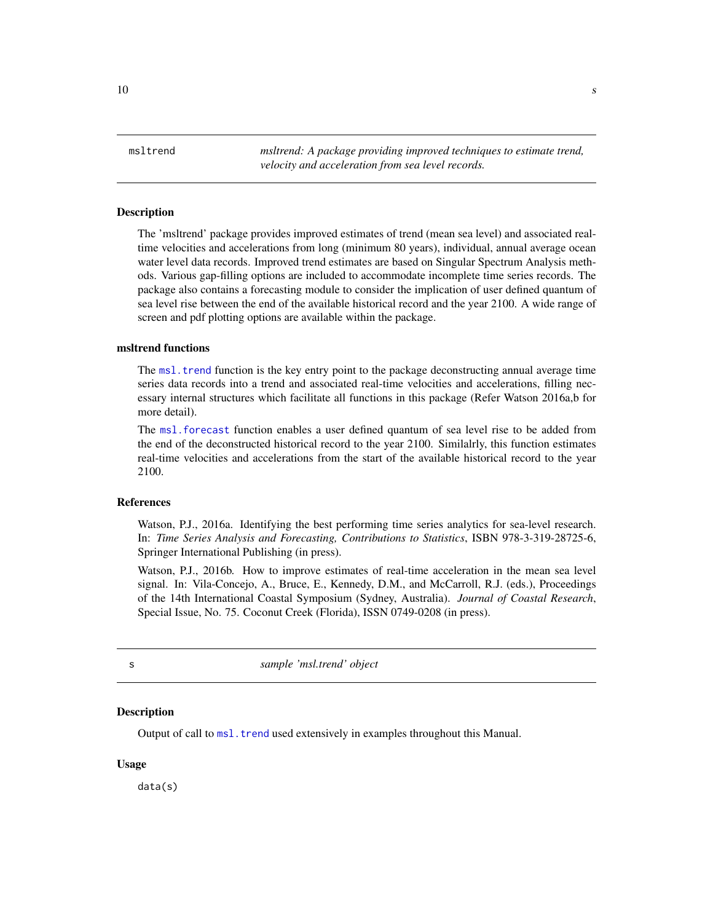## msltrend — *msltrend: A package providing improved techniques to estimate trend, velocity and acceleration from sea level records.*

### Description

The 'msltrend' package provides improved estimates of trend (mean sea level) and associated real-time velocities and accelerations from long (minimum 80 years), individual, annual average ocean water level data records. Improved trend estimates are based on Singular Spectrum Analysis methods. Various gap-filling options are included to accommodate incomplete time series records. The package also contains a forecasting module to consider the implication of user defined quantum of sea level rise between the end of the available historical record and the year 2100. A wide range of screen and pdf plotting options are available within the package.

### msltrend functions

The `msl.trend` function is the key entry point to the package deconstructing annual average time series data records into a trend and associated real-time velocities and accelerations, filling necessary internal structures which facilitate all functions in this package (Refer Watson 2016a,b for more detail).

The `msl.forecast` function enables a user defined quantum of sea level rise to be added from the end of the deconstructed historical record to the year 2100. Similalrly, this function estimates real-time velocities and accelerations from the start of the available historical record to the year 2100.

### References

Watson, P.J., 2016a. Identifying the best performing time series analytics for sea-level research. In: *Time Series Analysis and Forecasting, Contributions to Statistics*, ISBN 978-3-319-28725-6, Springer International Publishing (in press).

Watson, P.J., 2016b. How to improve estimates of real-time acceleration in the mean sea level signal. In: Vila-Concejo, A., Bruce, E., Kennedy, D.M., and McCarroll, R.J. (eds.), Proceedings of the 14th International Coastal Symposium (Sydney, Australia). *Journal of Coastal Research*, Special Issue, No. 75. Coconut Creek (Florida), ISSN 0749-0208 (in press).

## s — *sample 'msl.trend' object*

### Description

Output of call to `msl.trend` used extensively in examples throughout this Manual.

### Usage

```
data(s)
```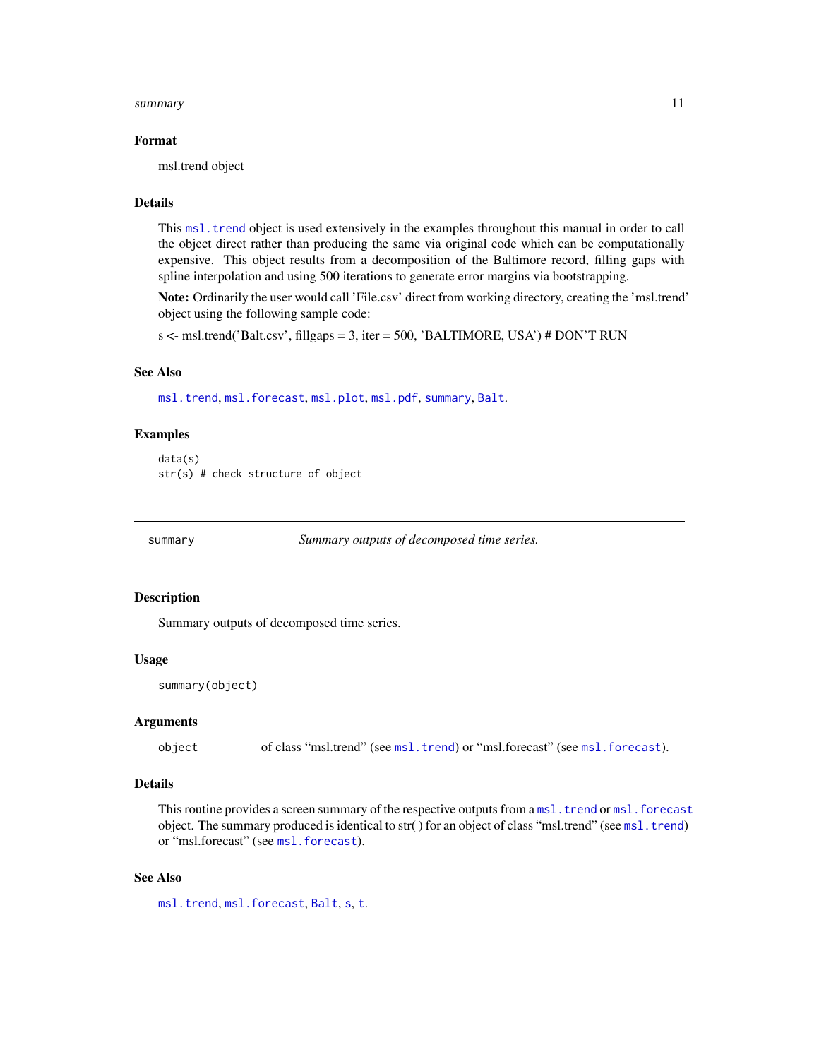### Format

msl.trend object

### Details

This msl.trend object is used extensively in the examples throughout this manual in order to call the object direct rather than producing the same via original code which can be computationally expensive. This object results from a decomposition of the Baltimore record, filling gaps with spline interpolation and using 500 iterations to generate error margins via bootstrapping.

**Note:** Ordinarily the user would call 'File.csv' direct from working directory, creating the 'msl.trend' object using the following sample code:

s <- msl.trend('Balt.csv', fillgaps = 3, iter = 500, 'BALTIMORE, USA') # DON'T RUN

### See Also

msl.trend, msl.forecast, msl.plot, msl.pdf, summary, Balt.

### Examples

```
data(s)
str(s) # check structure of object
```

---

## summary — *Summary outputs of decomposed time series.*

### Description

Summary outputs of decomposed time series.

### Usage

```
summary(object)
```

### Arguments

| | |
|---|---|
| object | of class "msl.trend" (see msl.trend) or "msl.forecast" (see msl.forecast). |

### Details

This routine provides a screen summary of the respective outputs from a msl.trend or msl.forecast object. The summary produced is identical to str( ) for an object of class "msl.trend" (see msl.trend) or "msl.forecast" (see msl.forecast).

### See Also

msl.trend, msl.forecast, Balt, s, t.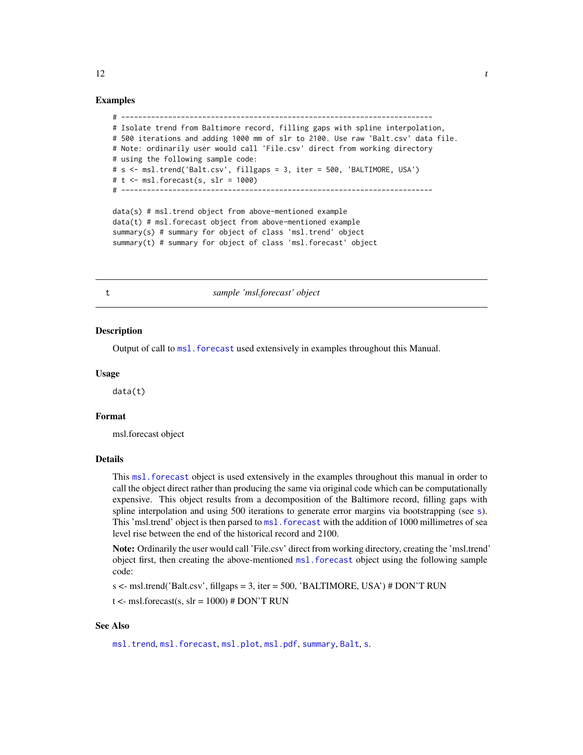## Examples

```
# -------------------------------------------------------------------------
# Isolate trend from Baltimore record, filling gaps with spline interpolation,
# 500 iterations and adding 1000 mm of slr to 2100. Use raw 'Balt.csv' data file.
# Note: ordinarily user would call 'File.csv' direct from working directory
# using the following sample code:
# s <- msl.trend('Balt.csv', fillgaps = 3, iter = 500, 'BALTIMORE, USA')
# t <- msl.forecast(s, slr = 1000)
# -------------------------------------------------------------------------

data(s) # msl.trend object from above-mentioned example
data(t) # msl.forecast object from above-mentioned example
summary(s) # summary for object of class 'msl.trend' object
summary(t) # summary for object of class 'msl.forecast' object
```

---

## t — *sample 'msl.forecast' object*

---

### Description

Output of call to `msl.forecast` used extensively in examples throughout this Manual.

### Usage

```
data(t)
```

### Format

msl.forecast object

### Details

This `msl.forecast` object is used extensively in the examples throughout this manual in order to call the object direct rather than producing the same via original code which can be computationally expensive. This object results from a decomposition of the Baltimore record, filling gaps with spline interpolation and using 500 iterations to generate error margins via bootstrapping (see `s`). This 'msl.trend' object is then parsed to `msl.forecast` with the addition of 1000 millimetres of sea level rise between the end of the historical record and 2100.

**Note:** Ordinarily the user would call 'File.csv' direct from working directory, creating the 'msl.trend' object first, then creating the above-mentioned `msl.forecast` object using the following sample code:

s <- msl.trend('Balt.csv', fillgaps = 3, iter = 500, 'BALTIMORE, USA') # DON'T RUN

t <- msl.forecast(s, slr = 1000) # DON'T RUN

### See Also

`msl.trend`, `msl.forecast`, `msl.plot`, `msl.pdf`, `summary`, `Balt`, `s`.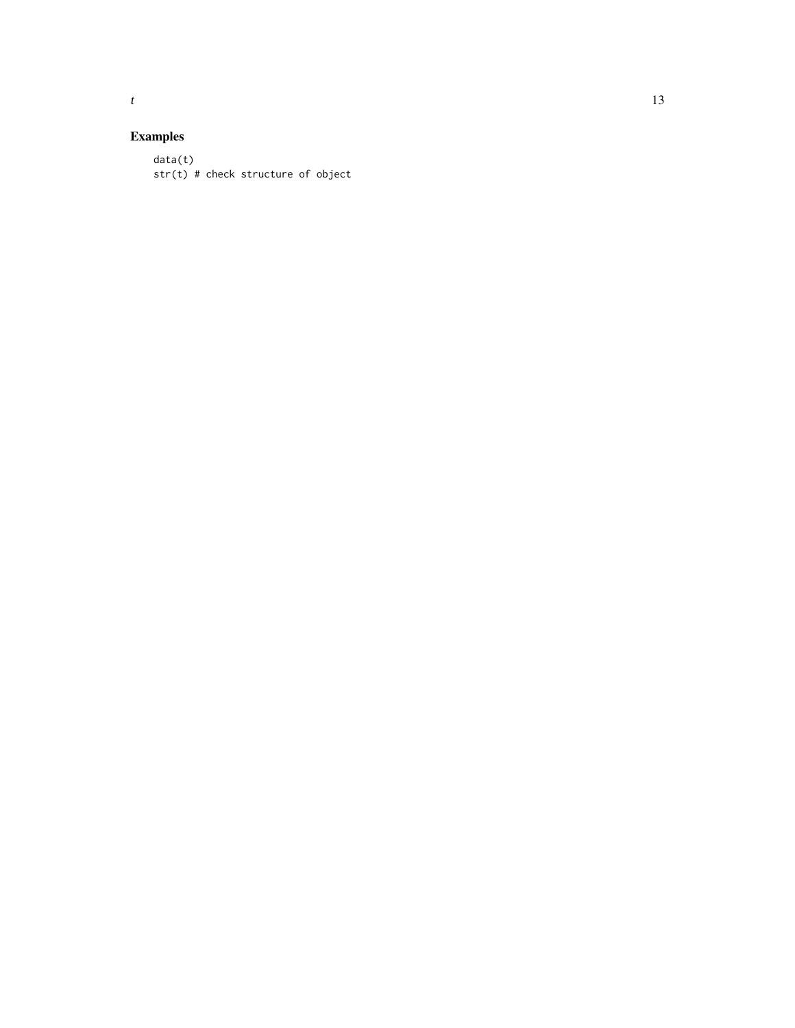## Examples

```
data(t)
str(t) # check structure of object
```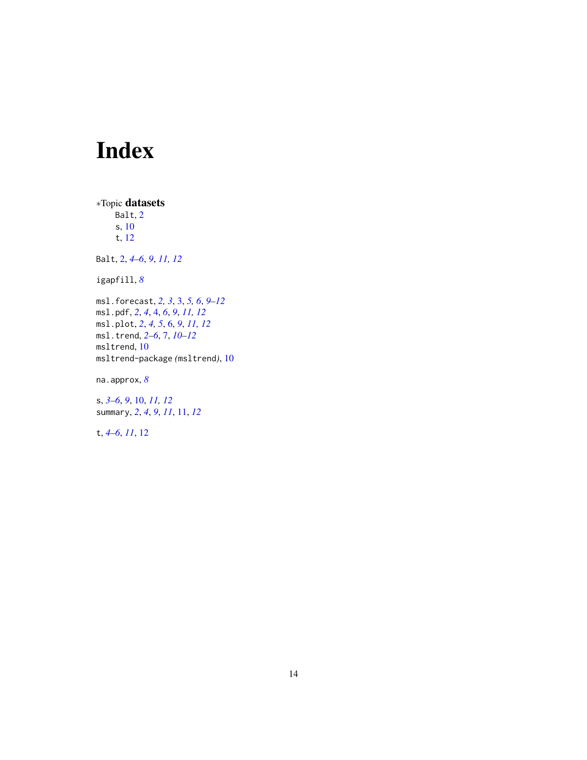# Index

∗Topic **datasets**

- Balt, 2
- s, 10
- t, 12

Balt, 2, *4–6*, *9*, *11, 12*

igapfill, *8*

msl.forecast, *2, 3*, 3, *5, 6*, *9–12*
msl.pdf, *2*, *4*, 4, *6*, *9*, *11, 12*
msl.plot, *2*, *4, 5*, 6, *9*, *11, 12*
msl.trend, *2–6*, 7, *10–12*
msltrend, 10
msltrend-package *(*msltrend*)*, 10

na.approx, *8*

s, *3–6*, *9*, 10, *11, 12*
summary, *2*, *4*, *9*, *11*, 11, *12*

t, *4–6*, *11*, 12